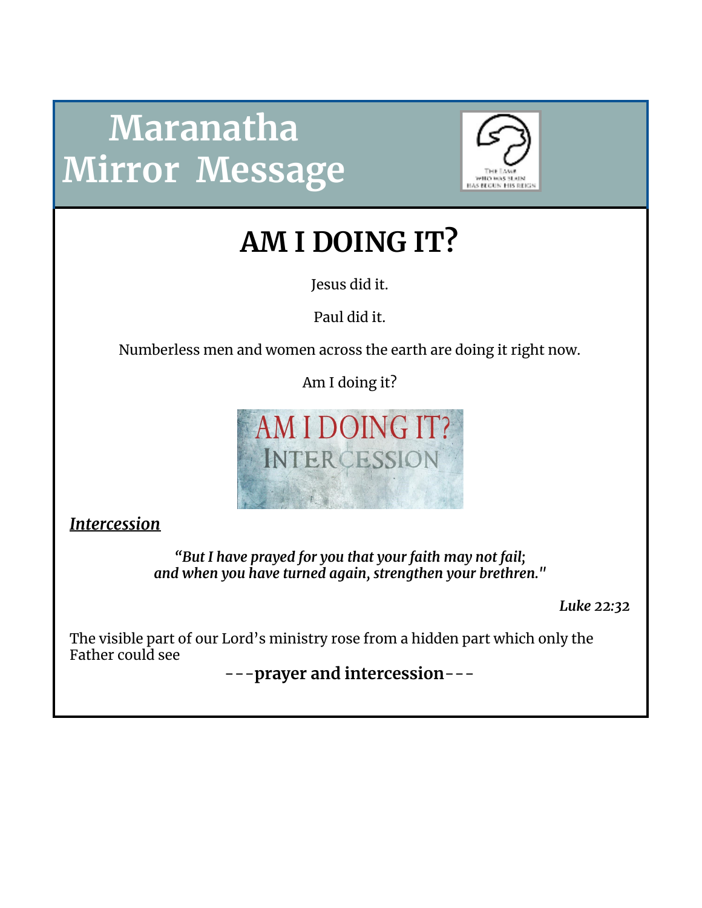# Maranatha Mirror Message

## AM I DOING IT?

Jesus did it.

Paul did it.

Numberless men and women across the earth are doing it right now.

Am I doing it?

***Intercession***

***"But I have prayed for you that your faith may not fail; and when you have turned again, strengthen your brethren."***

***Luke 22:32***

The visible part of our Lord's ministry rose from a hidden part which only the Father could see

---**prayer and intercession**---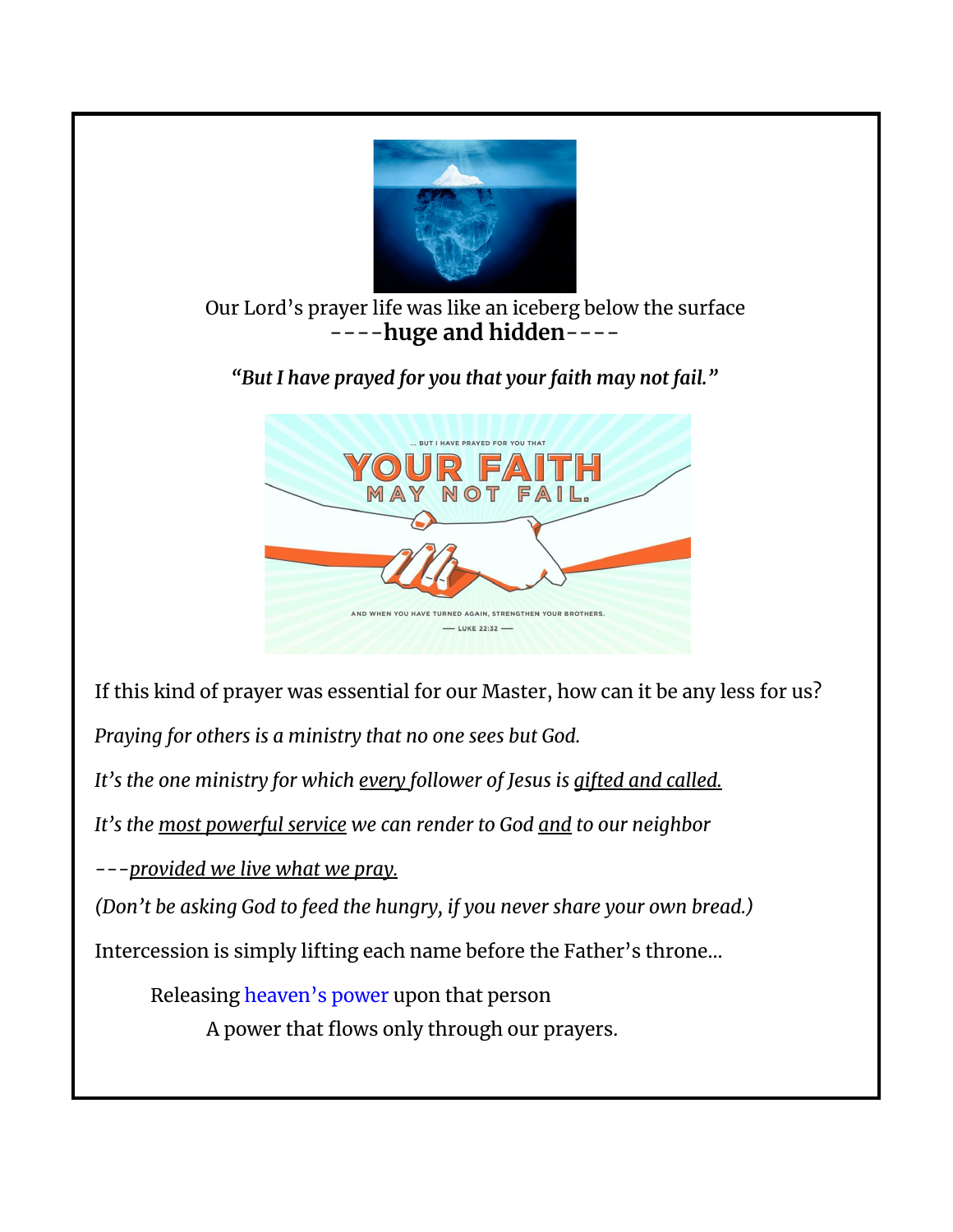Our Lord's prayer life was like an iceberg below the surface

----**huge and hidden**----

***"But I have prayed for you that your faith may not fail."***

If this kind of prayer was essential for our Master, how can it be any less for us?

*Praying for others is a ministry that no one sees but God.*

*It's the one ministry for which every follower of Jesus is gifted and called.*

*It's the most powerful service we can render to God and to our neighbor*

*---provided we live what we pray.*

*(Don't be asking God to feed the hungry, if you never share your own bread.)*

Intercession is simply lifting each name before the Father's throne...

Releasing heaven's power upon that person

A power that flows only through our prayers.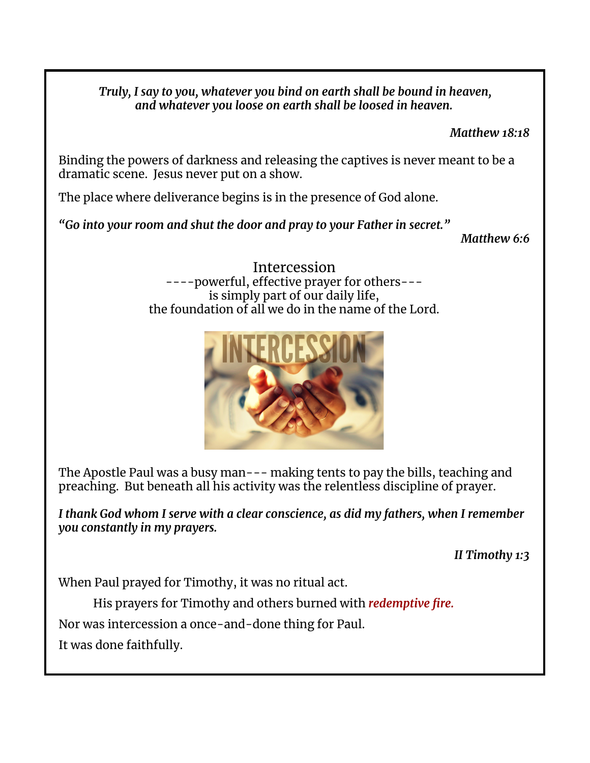***Truly, I say to you, whatever you bind on earth shall be bound in heaven, and whatever you loose on earth shall be loosed in heaven.***

***Matthew 18:18***

Binding the powers of darkness and releasing the captives is never meant to be a dramatic scene. Jesus never put on a show.

The place where deliverance begins is in the presence of God alone.

***"Go into your room and shut the door and pray to your Father in secret."***

***Matthew 6:6***

Intercession
----powerful, effective prayer for others---
is simply part of our daily life,
the foundation of all we do in the name of the Lord.

The Apostle Paul was a busy man--- making tents to pay the bills, teaching and preaching. But beneath all his activity was the relentless discipline of prayer.

***I thank God whom I serve with a clear conscience, as did my fathers, when I remember you constantly in my prayers.***

***II Timothy 1:3***

When Paul prayed for Timothy, it was no ritual act.

His prayers for Timothy and others burned with ***redemptive fire.***

Nor was intercession a once-and-done thing for Paul.

It was done faithfully.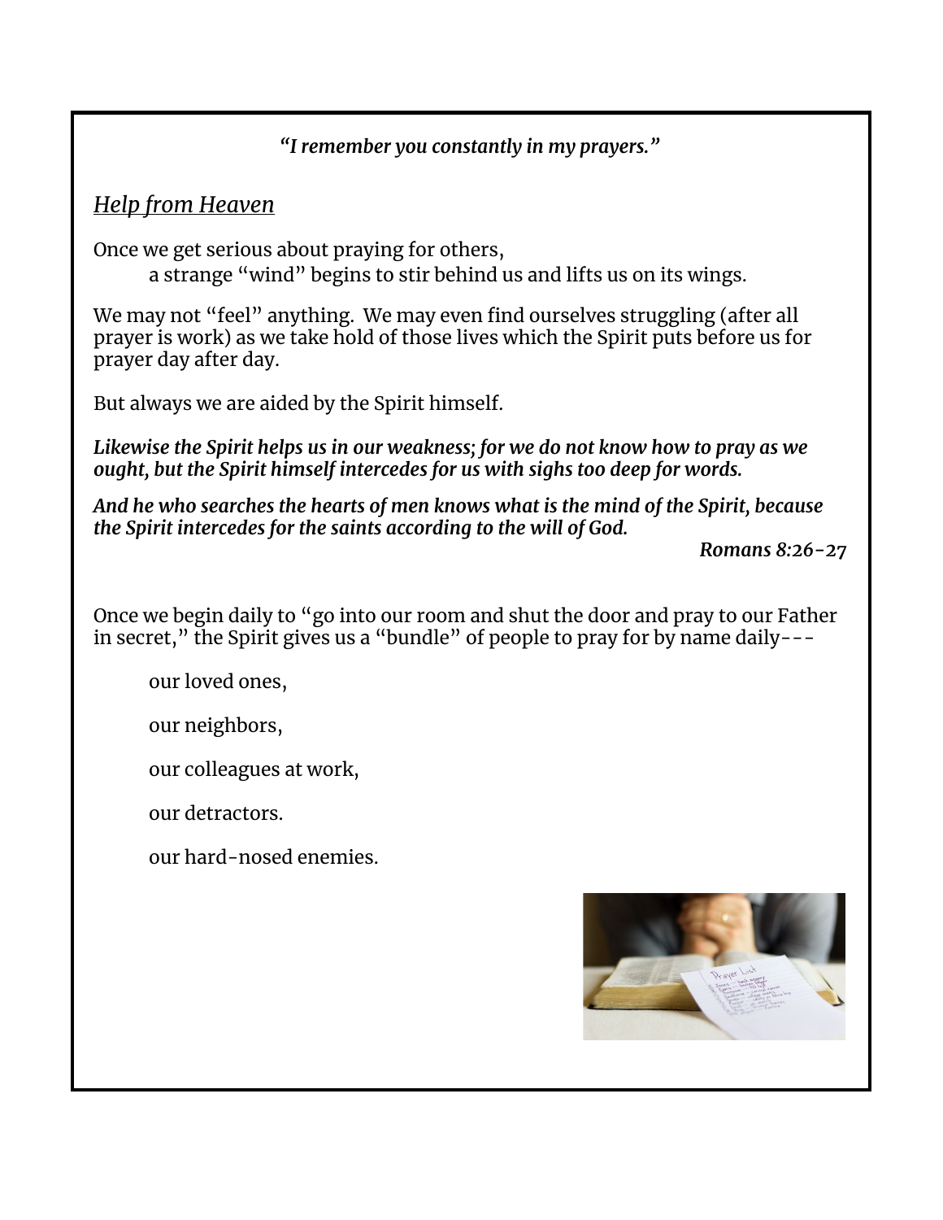*"I remember you constantly in my prayers."*

## *Help from Heaven*

Once we get serious about praying for others,
a strange "wind" begins to stir behind us and lifts us on its wings.

We may not "feel" anything. We may even find ourselves struggling (after all prayer is work) as we take hold of those lives which the Spirit puts before us for prayer day after day.

But always we are aided by the Spirit himself.

***Likewise the Spirit helps us in our weakness; for we do not know how to pray as we ought, but the Spirit himself intercedes for us with sighs too deep for words.***

***And he who searches the hearts of men knows what is the mind of the Spirit, because the Spirit intercedes for the saints according to the will of God.***

***Romans 8:26-27***

Once we begin daily to "go into our room and shut the door and pray to our Father in secret," the Spirit gives us a "bundle" of people to pray for by name daily---

our loved ones,

our neighbors,

our colleagues at work,

our detractors.

our hard-nosed enemies.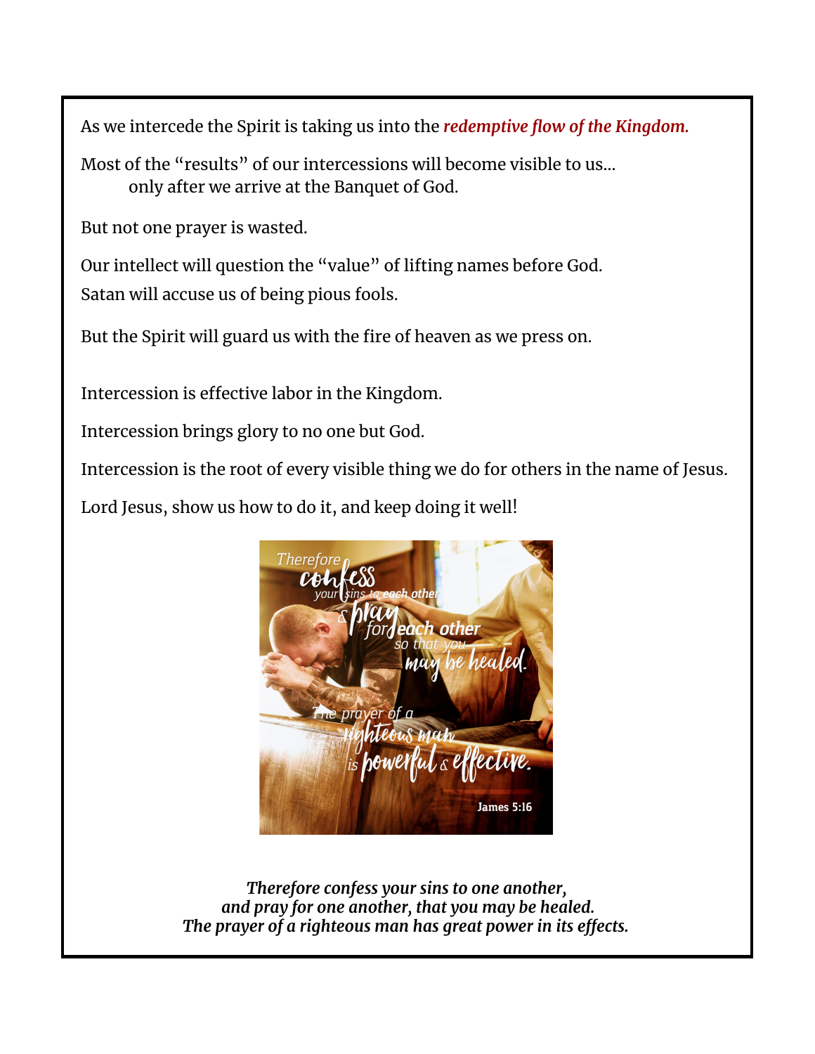As we intercede the Spirit is taking us into the ***redemptive flow of the Kingdom.***

Most of the "results" of our intercessions will become visible to us...
only after we arrive at the Banquet of God.

But not one prayer is wasted.

Our intellect will question the "value" of lifting names before God.
Satan will accuse us of being pious fools.

But the Spirit will guard us with the fire of heaven as we press on.

Intercession is effective labor in the Kingdom.

Intercession brings glory to no one but God.

Intercession is the root of every visible thing we do for others in the name of Jesus.

Lord Jesus, show us how to do it, and keep doing it well!

***Therefore confess your sins to one another,***
***and pray for one another, that you may be healed.***
***The prayer of a righteous man has great power in its effects.***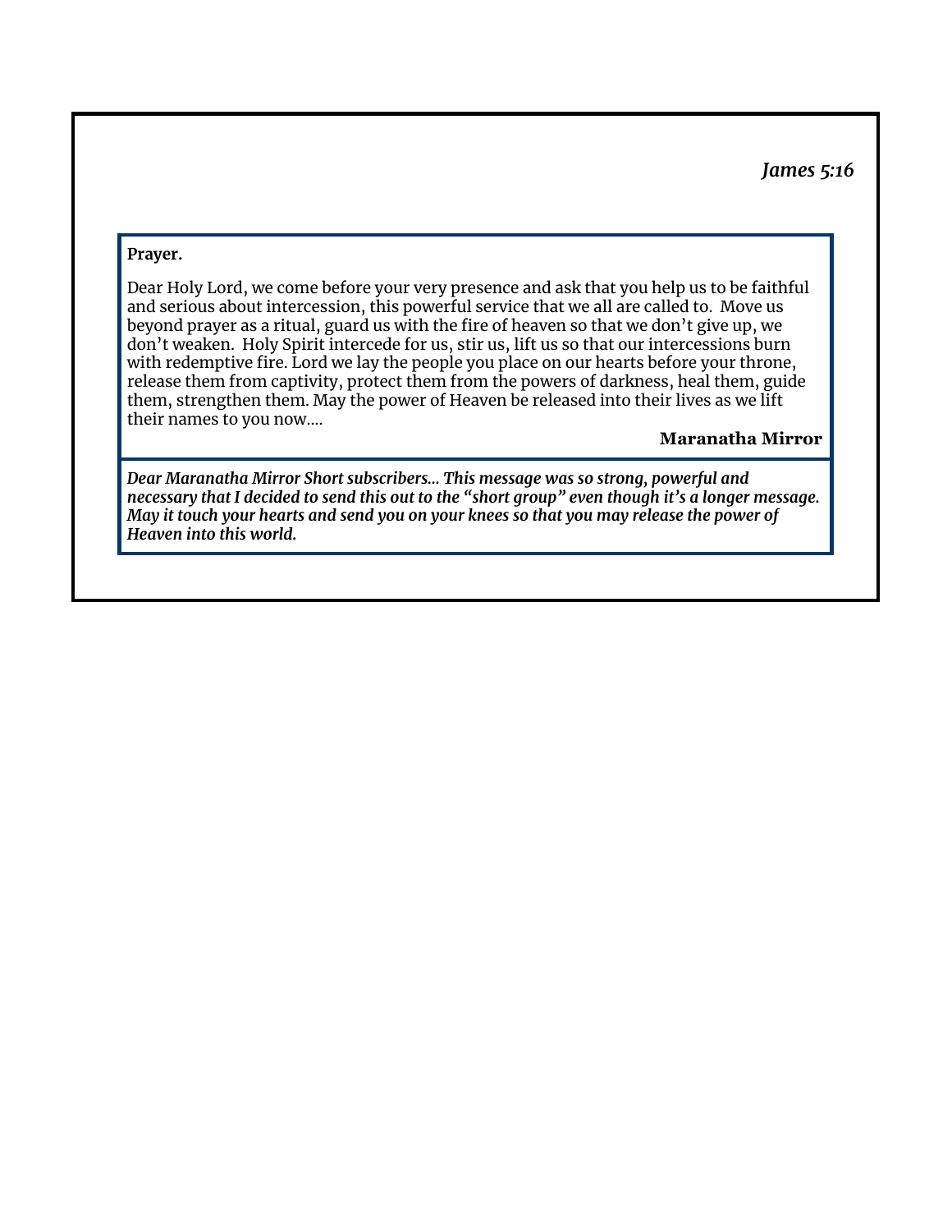*James 5:16*

**Prayer.**

Dear Holy Lord, we come before your very presence and ask that you help us to be faithful and serious about intercession, this powerful service that we all are called to. Move us beyond prayer as a ritual, guard us with the fire of heaven so that we don't give up, we don't weaken. Holy Spirit intercede for us, stir us, lift us so that our intercessions burn with redemptive fire. Lord we lay the people you place on our hearts before your throne, release them from captivity, protect them from the powers of darkness, heal them, guide them, strengthen them. May the power of Heaven be released into their lives as we lift their names to you now....

**Maranatha Mirror**

***Dear Maranatha Mirror Short subscribers... This message was so strong, powerful and necessary that I decided to send this out to the "short group" even though it's a longer message. May it touch your hearts and send you on your knees so that you may release the power of Heaven into this world.***